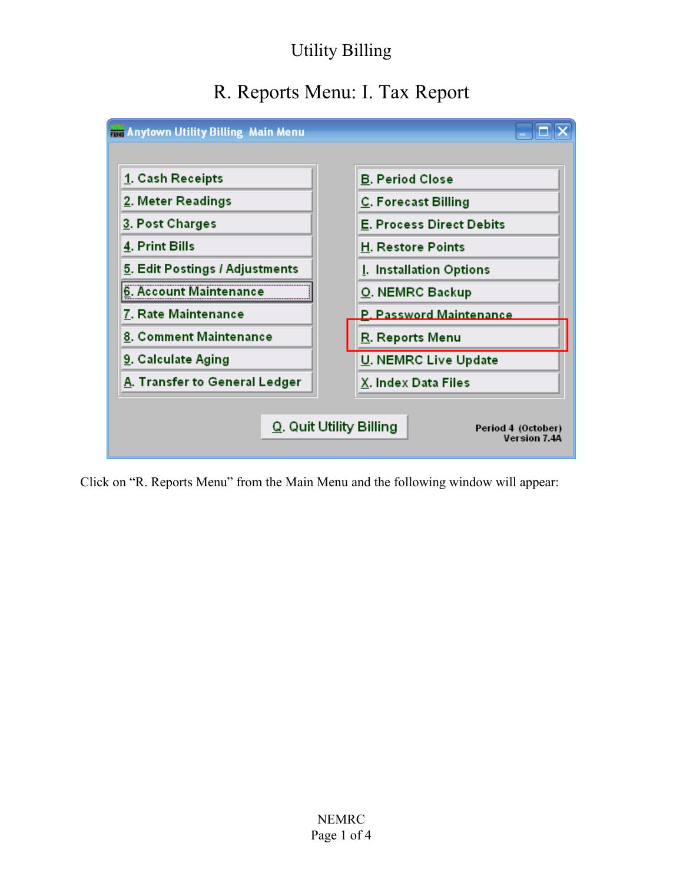# Utility Billing

## R. Reports Menu: I. Tax Report

Click on “R. Reports Menu” from the Main Menu and the following window will appear: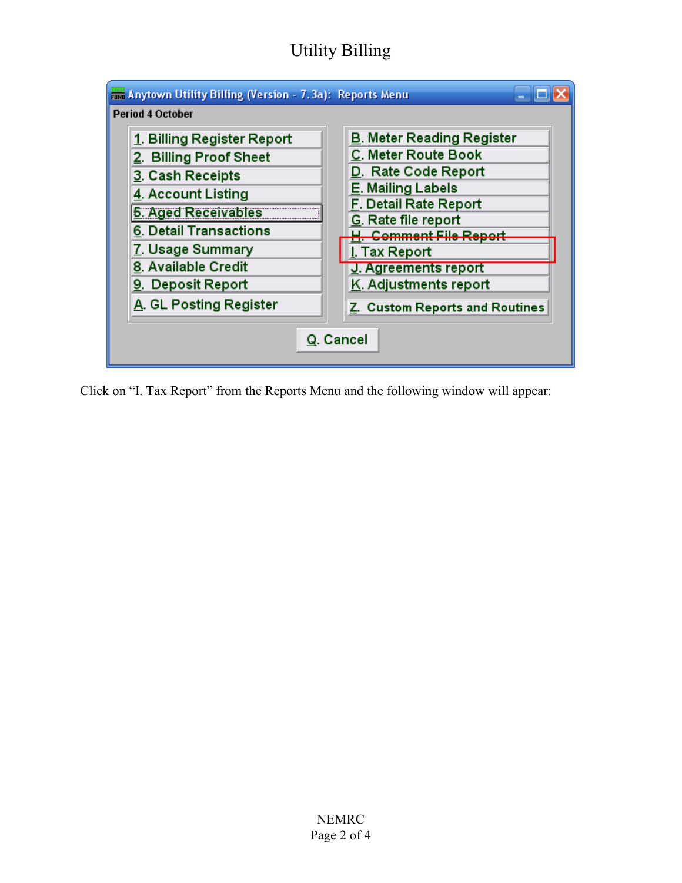Anytown Utility Billing (Version - 7.3a): Reports Menu

Period 4 October

1. Billing Register Report
2. Billing Proof Sheet
3. Cash Receipts
4. Account Listing
5. Aged Receivables
6. Detail Transactions
7. Usage Summary
8. Available Credit
9. Deposit Report
A. GL Posting Register

B. Meter Reading Register
C. Meter Route Book
D. Rate Code Report
E. Mailing Labels
F. Detail Rate Report
G. Rate file report
H. Comment File Report
I. Tax Report
J. Agreements report
K. Adjustments report
Z. Custom Reports and Routines

Q. Cancel

Click on "I. Tax Report" from the Reports Menu and the following window will appear: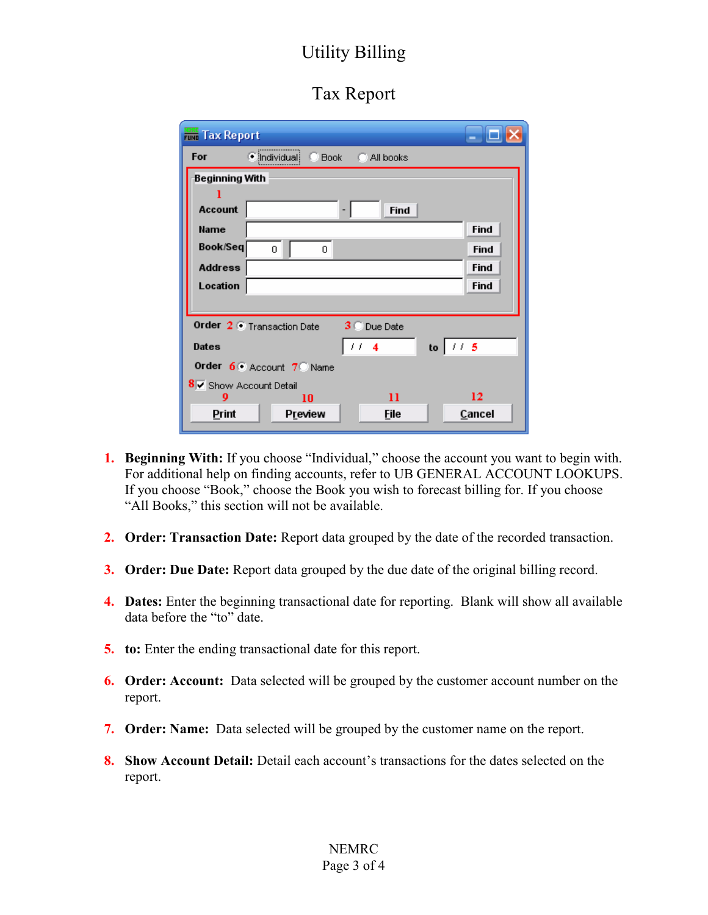Utility Billing

Tax Report

1. **Beginning With:** If you choose "Individual," choose the account you want to begin with. For additional help on finding accounts, refer to UB GENERAL ACCOUNT LOOKUPS. If you choose "Book," choose the Book you wish to forecast billing for. If you choose "All Books," this section will not be available.

2. **Order: Transaction Date:** Report data grouped by the date of the recorded transaction.

3. **Order: Due Date:** Report data grouped by the due date of the original billing record.

4. **Dates:** Enter the beginning transactional date for reporting. Blank will show all available data before the "to" date.

5. **to:** Enter the ending transactional date for this report.

6. **Order: Account:** Data selected will be grouped by the customer account number on the report.

7. **Order: Name:** Data selected will be grouped by the customer name on the report.

8. **Show Account Detail:** Detail each account's transactions for the dates selected on the report.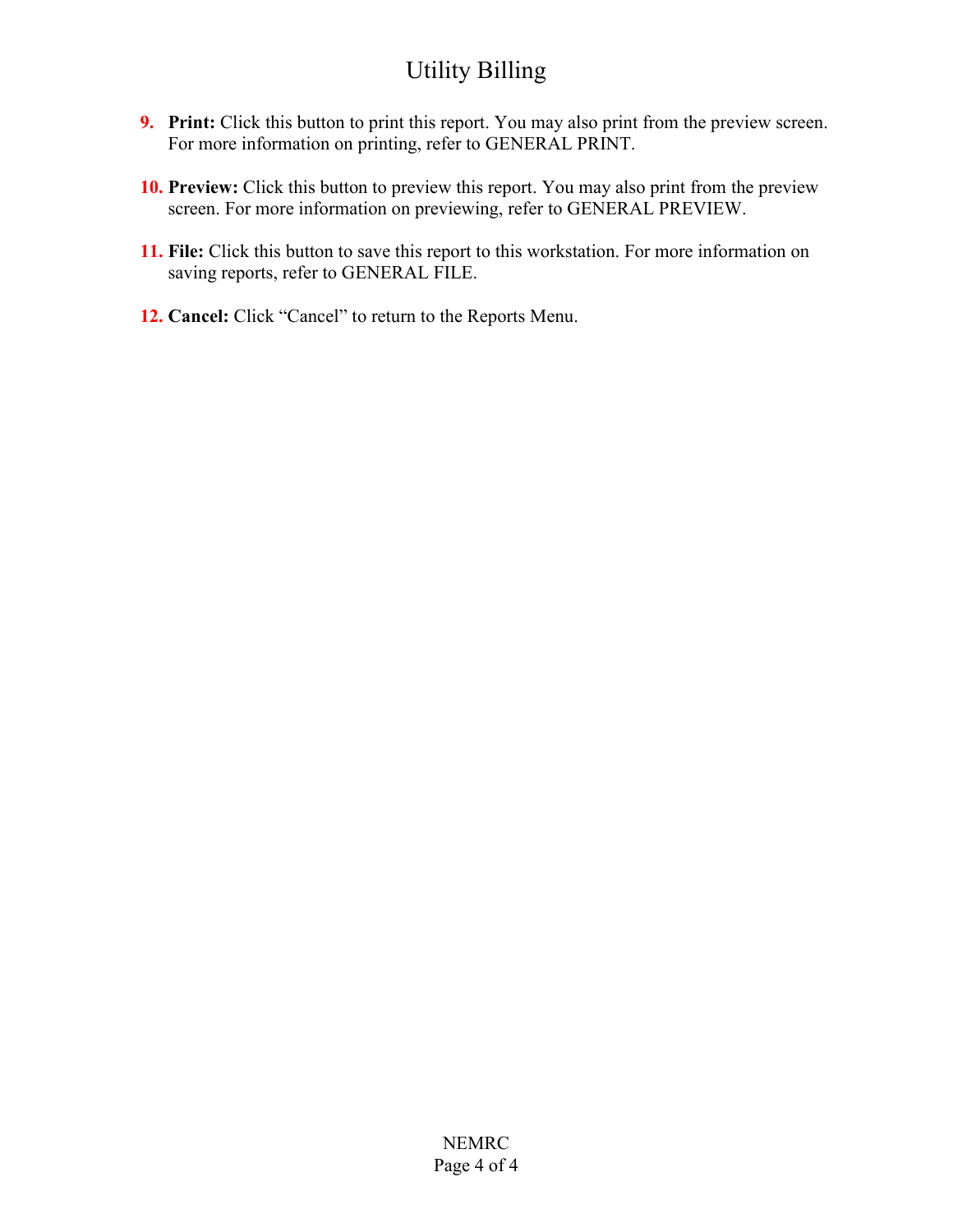9. **Print:** Click this button to print this report. You may also print from the preview screen. For more information on printing, refer to GENERAL PRINT.

10. **Preview:** Click this button to preview this report. You may also print from the preview screen. For more information on previewing, refer to GENERAL PREVIEW.

11. **File:** Click this button to save this report to this workstation. For more information on saving reports, refer to GENERAL FILE.

12. **Cancel:** Click “Cancel” to return to the Reports Menu.